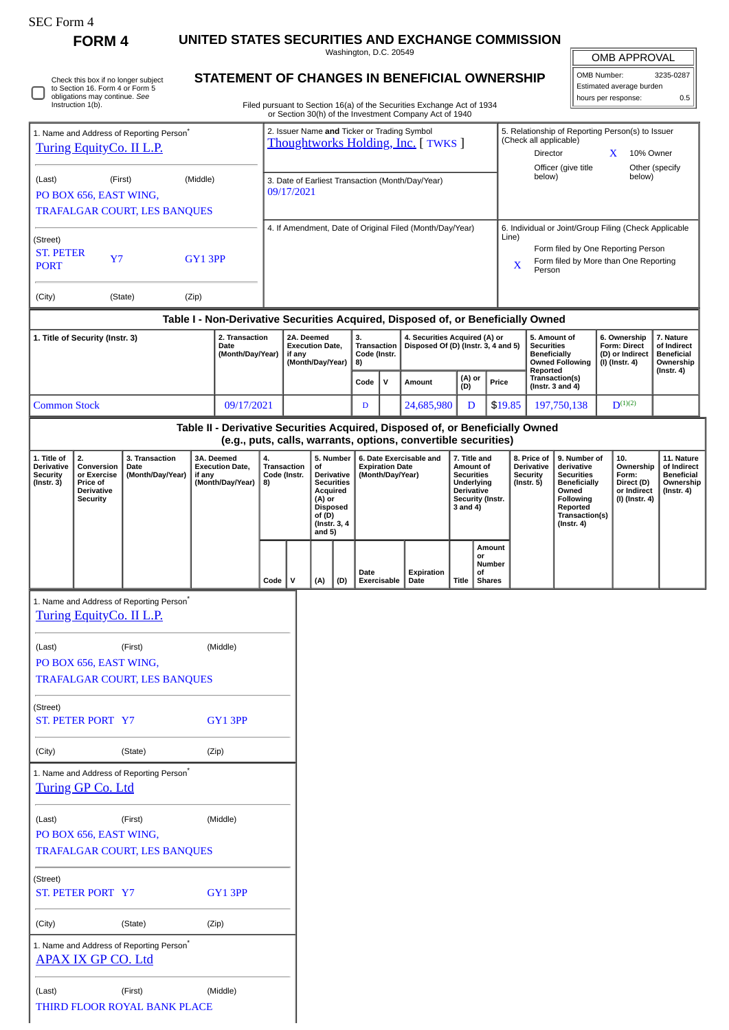SEC Form 4

**FORM 4**

# UNITED STATES SECURITIES AND EXCHANGE COMMISSION

Washington, D.C. 20549

## STATEMENT OF CHANGES IN BENEFICIAL OWNERSHIP

Filed pursuant to Section 16(a) of the Securities Exchange Act of 1934 or Section 30(h) of the Investment Company Act of 1940

| OMB APPROVAL | |
|---|---|
| OMB Number: | 3235-0287 |
| Estimated average burden | |
| hours per response: | 0.5 |

☐ Check this box if no longer subject to Section 16. Form 4 or Form 5 obligations may continue. *See* Instruction 1(b).

1. Name and Address of Reporting Person*

Turing EquityCo. II L.P.

(Last) (First) (Middle)

PO BOX 656, EAST WING,
TRAFALGAR COURT, LES BANQUES

(Street)

ST. PETER PORT Y7 GY1 3PP

(City) (State) (Zip)

2. Issuer Name **and** Ticker or Trading Symbol
Thoughtworks Holding, Inc. [ TWKS ]

3. Date of Earliest Transaction (Month/Day/Year)
09/17/2021

4. If Amendment, Date of Original Filed (Month/Day/Year)

5. Relationship of Reporting Person(s) to Issuer (Check all applicable)
Director
X 10% Owner
Officer (give title below)
Other (specify below)

6. Individual or Joint/Group Filing (Check Applicable Line)
Form filed by One Reporting Person
X Form filed by More than One Reporting Person

### Table I - Non-Derivative Securities Acquired, Disposed of, or Beneficially Owned

| 1. Title of Security (Instr. 3) | 2. Transaction Date (Month/Day/Year) | 2A. Deemed Execution Date, if any (Month/Day/Year) | 3. Transaction Code (Instr. 8) | | 4. Securities Acquired (A) or Disposed Of (D) (Instr. 3, 4 and 5) | | | 5. Amount of Securities Beneficially Owned Following Reported Transaction(s) (Instr. 3 and 4) | 6. Ownership Form: Direct (D) or Indirect (I) (Instr. 4) | 7. Nature of Indirect Beneficial Ownership (Instr. 4) |
|---|---|---|---|---|---|---|---|---|---|---|
| | | | Code | V | Amount | (A) or (D) | Price | | | |
| Common Stock | 09/17/2021 | | D | | 24,685,980 | D | $19.85 | 197,750,138 | D[(1)(2)] | |

### Table II - Derivative Securities Acquired, Disposed of, or Beneficially Owned (e.g., puts, calls, warrants, options, convertible securities)

| 1. Title of Derivative Security (Instr. 3) | 2. Conversion or Exercise Price of Derivative Security | 3. Transaction Date (Month/Day/Year) | 3A. Deemed Execution Date, if any (Month/Day/Year) | 4. Transaction Code (Instr. 8) | | 5. Number of Derivative Securities Acquired (A) or Disposed of (D) (Instr. 3, 4 and 5) | | 6. Date Exercisable and Expiration Date (Month/Day/Year) | | 7. Title and Amount of Securities Underlying Derivative Security (Instr. 3 and 4) | | 8. Price of Derivative Security (Instr. 5) | 9. Number of derivative Securities Beneficially Owned Following Reported Transaction(s) (Instr. 4) | 10. Ownership Form: Direct (D) or Indirect (I) (Instr. 4) | 11. Nature of Indirect Beneficial Ownership (Instr. 4) |
|---|---|---|---|---|---|---|---|---|---|---|---|---|---|---|---|
| | | | | Code | V | (A) | (D) | Date Exercisable | Expiration Date | Title | Amount or Number of Shares | | | | |

1. Name and Address of Reporting Person*

Turing EquityCo. II L.P.

(Last) (First) (Middle)

PO BOX 656, EAST WING,
TRAFALGAR COURT, LES BANQUES

(Street)

ST. PETER PORT Y7 GY1 3PP

(City) (State) (Zip)

1. Name and Address of Reporting Person*

Turing GP Co. Ltd

(Last) (First) (Middle)

PO BOX 656, EAST WING,
TRAFALGAR COURT, LES BANQUES

(Street)

ST. PETER PORT Y7 GY1 3PP

(City) (State) (Zip)

1. Name and Address of Reporting Person*

APAX IX GP CO. Ltd

(Last) (First) (Middle)

THIRD FLOOR ROYAL BANK PLACE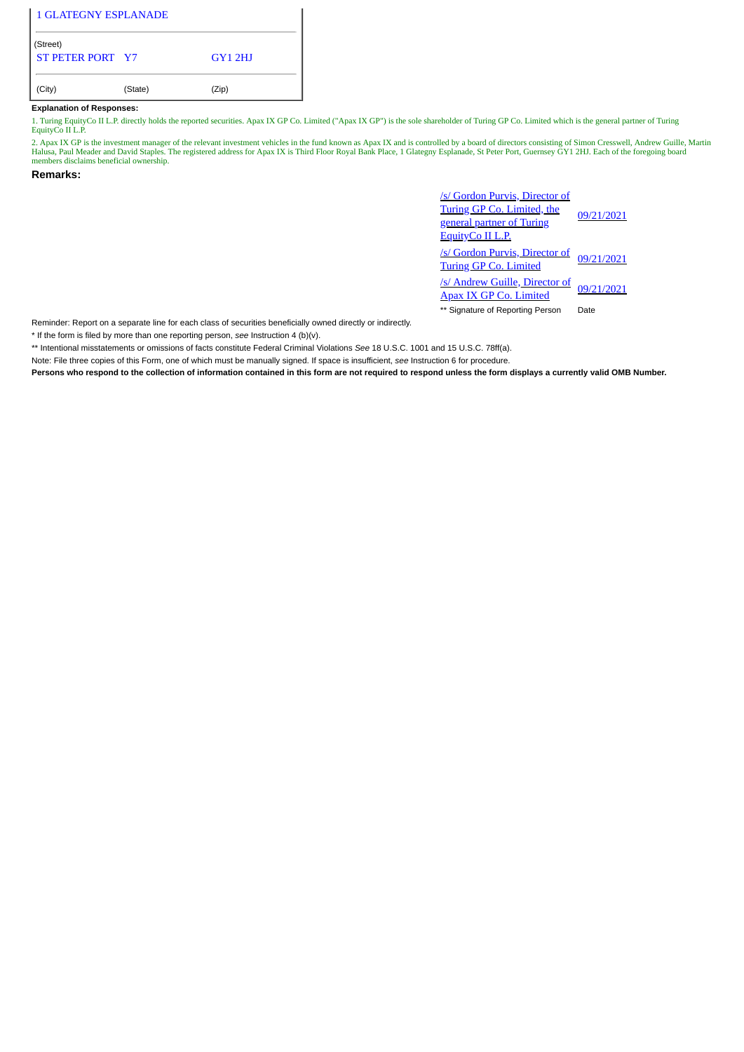| |
|---|
| 1 GLATEGNY ESPLANADE |
| (Street) |
| ST PETER PORT Y7 GY1 2HJ |
| (City) (State) (Zip) |

**Explanation of Responses:**

1. Turing EquityCo II L.P. directly holds the reported securities. Apax IX GP Co. Limited ("Apax IX GP") is the sole shareholder of Turing GP Co. Limited which is the general partner of Turing EquityCo II L.P.

2. Apax IX GP is the investment manager of the relevant investment vehicles in the fund known as Apax IX and is controlled by a board of directors consisting of Simon Cresswell, Andrew Guille, Martin Halusa, Paul Meader and David Staples. The registered address for Apax IX is Third Floor Royal Bank Place, 1 Glategny Esplanade, St Peter Port, Guernsey GY1 2HJ. Each of the foregoing board members disclaims beneficial ownership.

**Remarks:**

| ** Signature of Reporting Person | Date |
|---|---|
| /s/ Gordon Purvis, Director of Turing GP Co. Limited, the general partner of Turing EquityCo II L.P. | 09/21/2021 |
| /s/ Gordon Purvis, Director of Turing GP Co. Limited | 09/21/2021 |
| /s/ Andrew Guille, Director of Apax IX GP Co. Limited | 09/21/2021 |

Reminder: Report on a separate line for each class of securities beneficially owned directly or indirectly.

\* If the form is filed by more than one reporting person, *see* Instruction 4 (b)(v).

\*\* Intentional misstatements or omissions of facts constitute Federal Criminal Violations *See* 18 U.S.C. 1001 and 15 U.S.C. 78ff(a).

Note: File three copies of this Form, one of which must be manually signed. If space is insufficient, *see* Instruction 6 for procedure.

**Persons who respond to the collection of information contained in this form are not required to respond unless the form displays a currently valid OMB Number.**